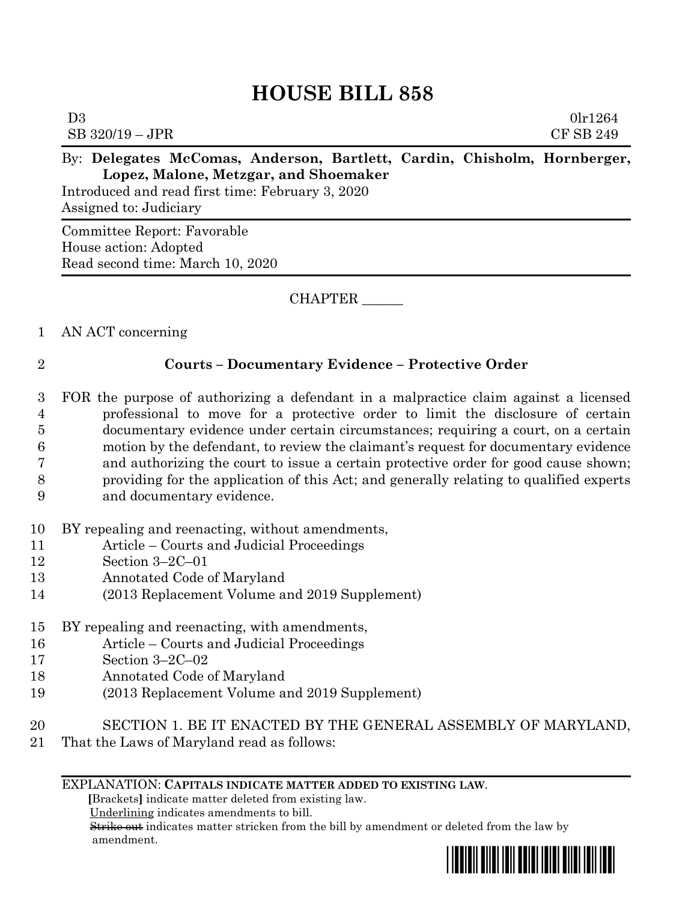# HOUSE BILL 858

D3 0lr1264
SB 320/19 – JPR CF SB 249

By: **Delegates McComas, Anderson, Bartlett, Cardin, Chisholm, Hornberger, Lopez, Malone, Metzgar, and Shoemaker**

Introduced and read first time: February 3, 2020
Assigned to: Judiciary

Committee Report: Favorable
House action: Adopted
Read second time: March 10, 2020

CHAPTER ______

1 AN ACT concerning

2 **Courts – Documentary Evidence – Protective Order**

3 FOR the purpose of authorizing a defendant in a malpractice claim against a licensed
4 professional to move for a protective order to limit the disclosure of certain
5 documentary evidence under certain circumstances; requiring a court, on a certain
6 motion by the defendant, to review the claimant's request for documentary evidence
7 and authorizing the court to issue a certain protective order for good cause shown;
8 providing for the application of this Act; and generally relating to qualified experts
9 and documentary evidence.

10 BY repealing and reenacting, without amendments,
11 Article – Courts and Judicial Proceedings
12 Section 3–2C–01
13 Annotated Code of Maryland
14 (2013 Replacement Volume and 2019 Supplement)

15 BY repealing and reenacting, with amendments,
16 Article – Courts and Judicial Proceedings
17 Section 3–2C–02
18 Annotated Code of Maryland
19 (2013 Replacement Volume and 2019 Supplement)

20 SECTION 1. BE IT ENACTED BY THE GENERAL ASSEMBLY OF MARYLAND,
21 That the Laws of Maryland read as follows:

EXPLANATION: **CAPITALS INDICATE MATTER ADDED TO EXISTING LAW.**
**[**Brackets**]** indicate matter deleted from existing law.
Underlining indicates amendments to bill.
~~Strike out~~ indicates matter stricken from the bill by amendment or deleted from the law by amendment.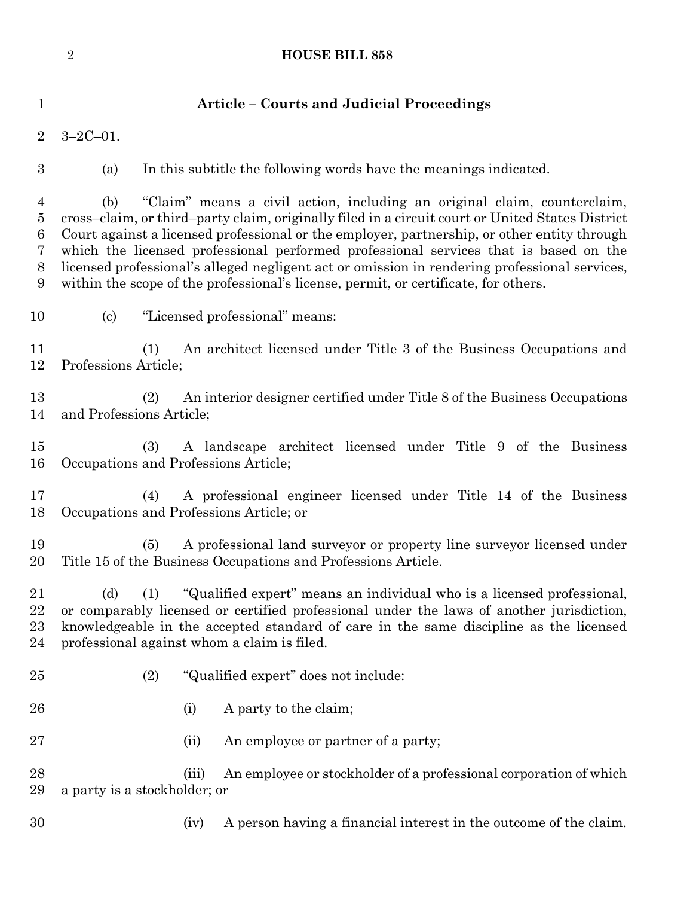## Article – Courts and Judicial Proceedings

3–2C–01.

(a) In this subtitle the following words have the meanings indicated.

(b) "Claim" means a civil action, including an original claim, counterclaim, cross–claim, or third–party claim, originally filed in a circuit court or United States District Court against a licensed professional or the employer, partnership, or other entity through which the licensed professional performed professional services that is based on the licensed professional's alleged negligent act or omission in rendering professional services, within the scope of the professional's license, permit, or certificate, for others.

(c) "Licensed professional" means:

(1) An architect licensed under Title 3 of the Business Occupations and Professions Article;

(2) An interior designer certified under Title 8 of the Business Occupations and Professions Article;

(3) A landscape architect licensed under Title 9 of the Business Occupations and Professions Article;

(4) A professional engineer licensed under Title 14 of the Business Occupations and Professions Article; or

(5) A professional land surveyor or property line surveyor licensed under Title 15 of the Business Occupations and Professions Article.

(d) (1) "Qualified expert" means an individual who is a licensed professional, or comparably licensed or certified professional under the laws of another jurisdiction, knowledgeable in the accepted standard of care in the same discipline as the licensed professional against whom a claim is filed.

(2) "Qualified expert" does not include:

(i) A party to the claim;

(ii) An employee or partner of a party;

(iii) An employee or stockholder of a professional corporation of which a party is a stockholder; or

(iv) A person having a financial interest in the outcome of the claim.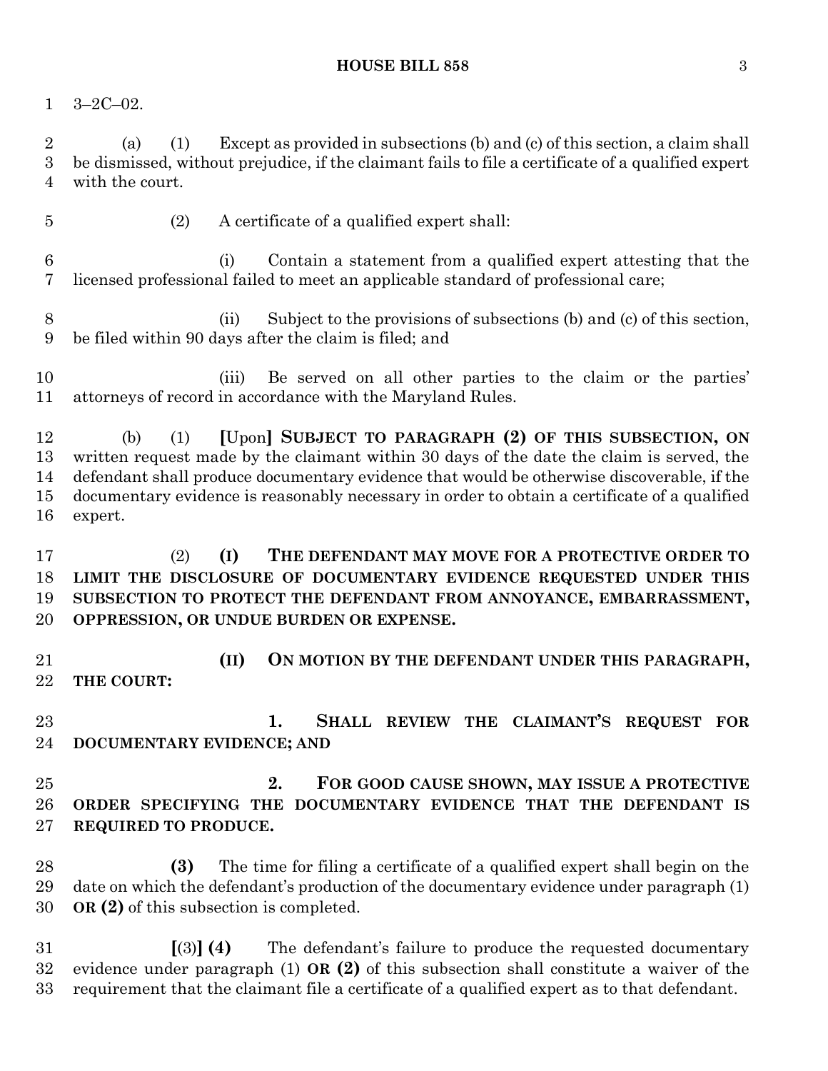3–2C–02.

(a) (1) Except as provided in subsections (b) and (c) of this section, a claim shall be dismissed, without prejudice, if the claimant fails to file a certificate of a qualified expert with the court.

(2) A certificate of a qualified expert shall:

(i) Contain a statement from a qualified expert attesting that the licensed professional failed to meet an applicable standard of professional care;

(ii) Subject to the provisions of subsections (b) and (c) of this section, be filed within 90 days after the claim is filed; and

(iii) Be served on all other parties to the claim or the parties' attorneys of record in accordance with the Maryland Rules.

(b) (1) **[**Upon**]** **SUBJECT TO PARAGRAPH (2) OF THIS SUBSECTION, ON** written request made by the claimant within 30 days of the date the claim is served, the defendant shall produce documentary evidence that would be otherwise discoverable, if the documentary evidence is reasonably necessary in order to obtain a certificate of a qualified expert.

(2) **(I) THE DEFENDANT MAY MOVE FOR A PROTECTIVE ORDER TO LIMIT THE DISCLOSURE OF DOCUMENTARY EVIDENCE REQUESTED UNDER THIS SUBSECTION TO PROTECT THE DEFENDANT FROM ANNOYANCE, EMBARRASSMENT, OPPRESSION, OR UNDUE BURDEN OR EXPENSE.**

**(II) ON MOTION BY THE DEFENDANT UNDER THIS PARAGRAPH, THE COURT:**

**1. SHALL REVIEW THE CLAIMANT'S REQUEST FOR DOCUMENTARY EVIDENCE; AND**

**2. FOR GOOD CAUSE SHOWN, MAY ISSUE A PROTECTIVE ORDER SPECIFYING THE DOCUMENTARY EVIDENCE THAT THE DEFENDANT IS REQUIRED TO PRODUCE.**

**(3)** The time for filing a certificate of a qualified expert shall begin on the date on which the defendant's production of the documentary evidence under paragraph (1) **OR (2)** of this subsection is completed.

**[**(3)**]** **(4)** The defendant's failure to produce the requested documentary evidence under paragraph (1) **OR (2)** of this subsection shall constitute a waiver of the requirement that the claimant file a certificate of a qualified expert as to that defendant.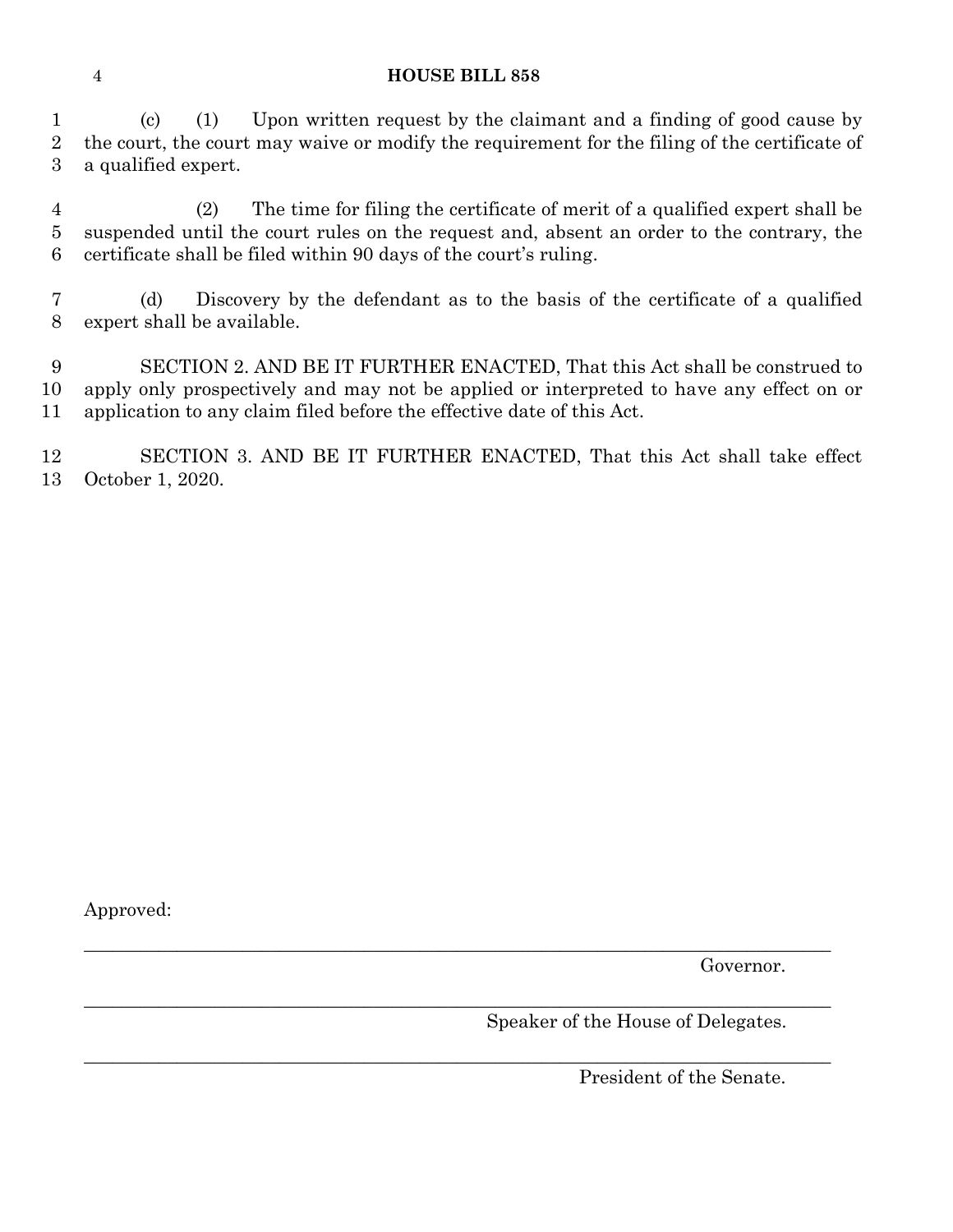(c) (1) Upon written request by the claimant and a finding of good cause by the court, the court may waive or modify the requirement for the filing of the certificate of a qualified expert.

(2) The time for filing the certificate of merit of a qualified expert shall be suspended until the court rules on the request and, absent an order to the contrary, the certificate shall be filed within 90 days of the court's ruling.

(d) Discovery by the defendant as to the basis of the certificate of a qualified expert shall be available.

SECTION 2. AND BE IT FURTHER ENACTED, That this Act shall be construed to apply only prospectively and may not be applied or interpreted to have any effect on or application to any claim filed before the effective date of this Act.

SECTION 3. AND BE IT FURTHER ENACTED, That this Act shall take effect October 1, 2020.

Approved:

\_\_\_\_\_\_\_\_\_\_\_\_\_\_\_\_\_\_\_\_\_\_\_\_\_\_\_\_\_\_\_\_\_\_\_\_\_\_\_\_\_\_\_\_\_\_\_\_\_\_\_\_\_\_\_\_\_\_\_\_\_\_\_\_\_\_\_\_\_\_\_\_\_\_\_\_\_\_\_\_

Governor.

\_\_\_\_\_\_\_\_\_\_\_\_\_\_\_\_\_\_\_\_\_\_\_\_\_\_\_\_\_\_\_\_\_\_\_\_\_\_\_\_\_\_\_\_\_\_\_\_\_\_\_\_\_\_\_\_\_\_\_\_\_\_\_\_\_\_\_\_\_\_\_\_\_\_\_\_\_\_\_\_

Speaker of the House of Delegates.

\_\_\_\_\_\_\_\_\_\_\_\_\_\_\_\_\_\_\_\_\_\_\_\_\_\_\_\_\_\_\_\_\_\_\_\_\_\_\_\_\_\_\_\_\_\_\_\_\_\_\_\_\_\_\_\_\_\_\_\_\_\_\_\_\_\_\_\_\_\_\_\_\_\_\_\_\_\_\_\_

President of the Senate.